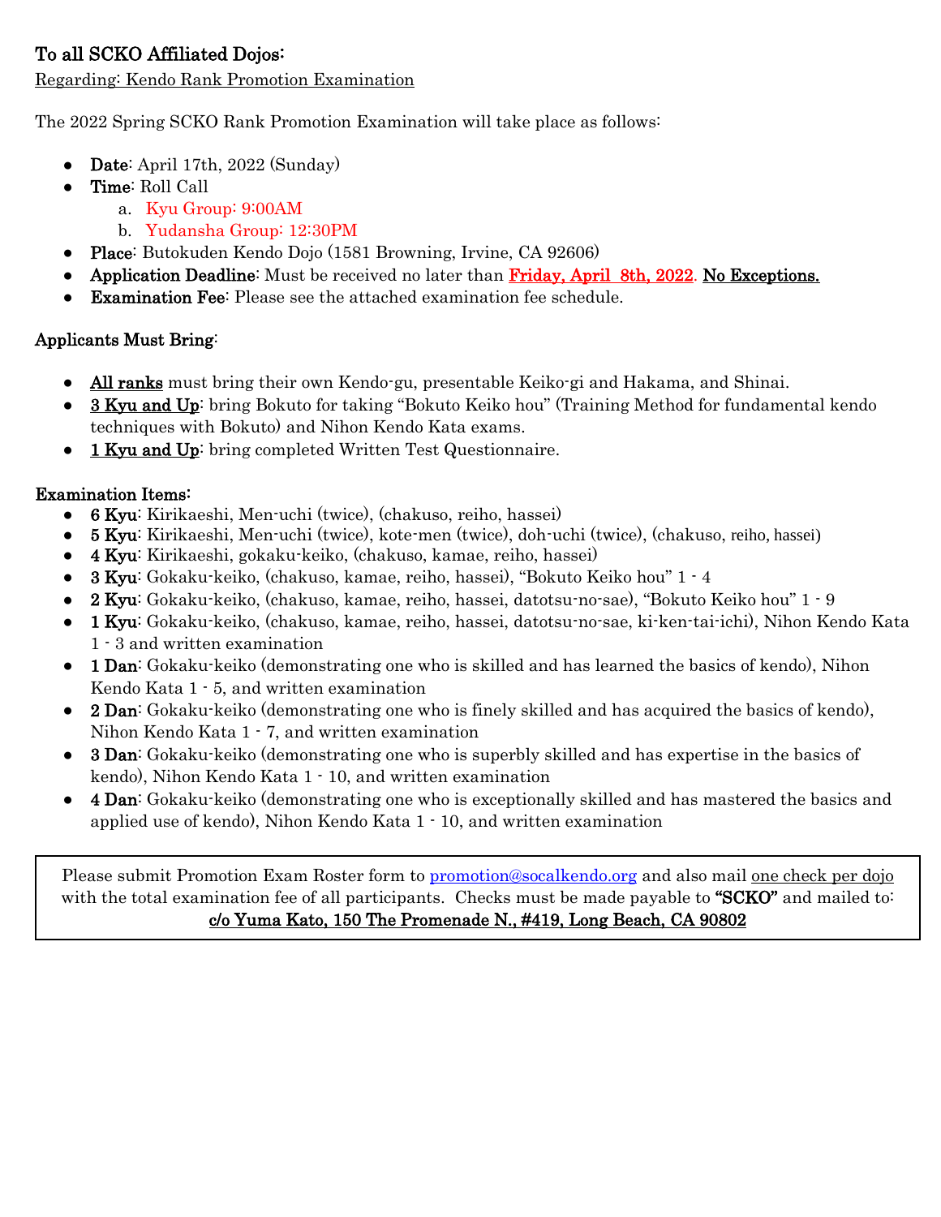## To all SCKO Affiliated Dojos:

Regarding: Kendo Rank Promotion Examination

The 2022 Spring SCKO Rank Promotion Examination will take place as follows:

- **Date**: April 17th, 2022 (Sunday)
- **Time**: Roll Call
  a. Kyu Group: 9:00AM
  b. Yudansha Group: 12:30PM
- **Place**: Butokuden Kendo Dojo (1581 Browning, Irvine, CA 92606)
- **Application Deadline**: Must be received no later than **Friday, April 8th, 2022**. **No Exceptions.**
- **Examination Fee**: Please see the attached examination fee schedule.

### Applicants Must Bring:

- All ranks must bring their own Kendo-gu, presentable Keiko-gi and Hakama, and Shinai.
- 3 Kyu and Up: bring Bokuto for taking "Bokuto Keiko hou" (Training Method for fundamental kendo techniques with Bokuto) and Nihon Kendo Kata exams.
- 1 Kyu and Up: bring completed Written Test Questionnaire.

### Examination Items:

- **6 Kyu**: Kirikaeshi, Men-uchi (twice), (chakuso, reiho, hassei)
- **5 Kyu**: Kirikaeshi, Men-uchi (twice), kote-men (twice), doh-uchi (twice), (chakuso, reiho, hassei)
- **4 Kyu**: Kirikaeshi, gokaku-keiko, (chakuso, kamae, reiho, hassei)
- **3 Kyu**: Gokaku-keiko, (chakuso, kamae, reiho, hassei), "Bokuto Keiko hou" 1 - 4
- **2 Kyu**: Gokaku-keiko, (chakuso, kamae, reiho, hassei, datotsu-no-sae), "Bokuto Keiko hou" 1 - 9
- **1 Kyu**: Gokaku-keiko, (chakuso, kamae, reiho, hassei, datotsu-no-sae, ki-ken-tai-ichi), Nihon Kendo Kata 1 - 3 and written examination
- **1 Dan**: Gokaku-keiko (demonstrating one who is skilled and has learned the basics of kendo), Nihon Kendo Kata 1 - 5, and written examination
- **2 Dan**: Gokaku-keiko (demonstrating one who is finely skilled and has acquired the basics of kendo), Nihon Kendo Kata 1 - 7, and written examination
- **3 Dan**: Gokaku-keiko (demonstrating one who is superbly skilled and has expertise in the basics of kendo), Nihon Kendo Kata 1 - 10, and written examination
- **4 Dan**: Gokaku-keiko (demonstrating one who is exceptionally skilled and has mastered the basics and applied use of kendo), Nihon Kendo Kata 1 - 10, and written examination

> Please submit Promotion Exam Roster form to promotion@socalkendo.org and also mail one check per dojo with the total examination fee of all participants. Checks must be made payable to **"SCKO"** and mailed to:
> **c/o Yuma Kato, 150 The Promenade N., #419, Long Beach, CA 90802**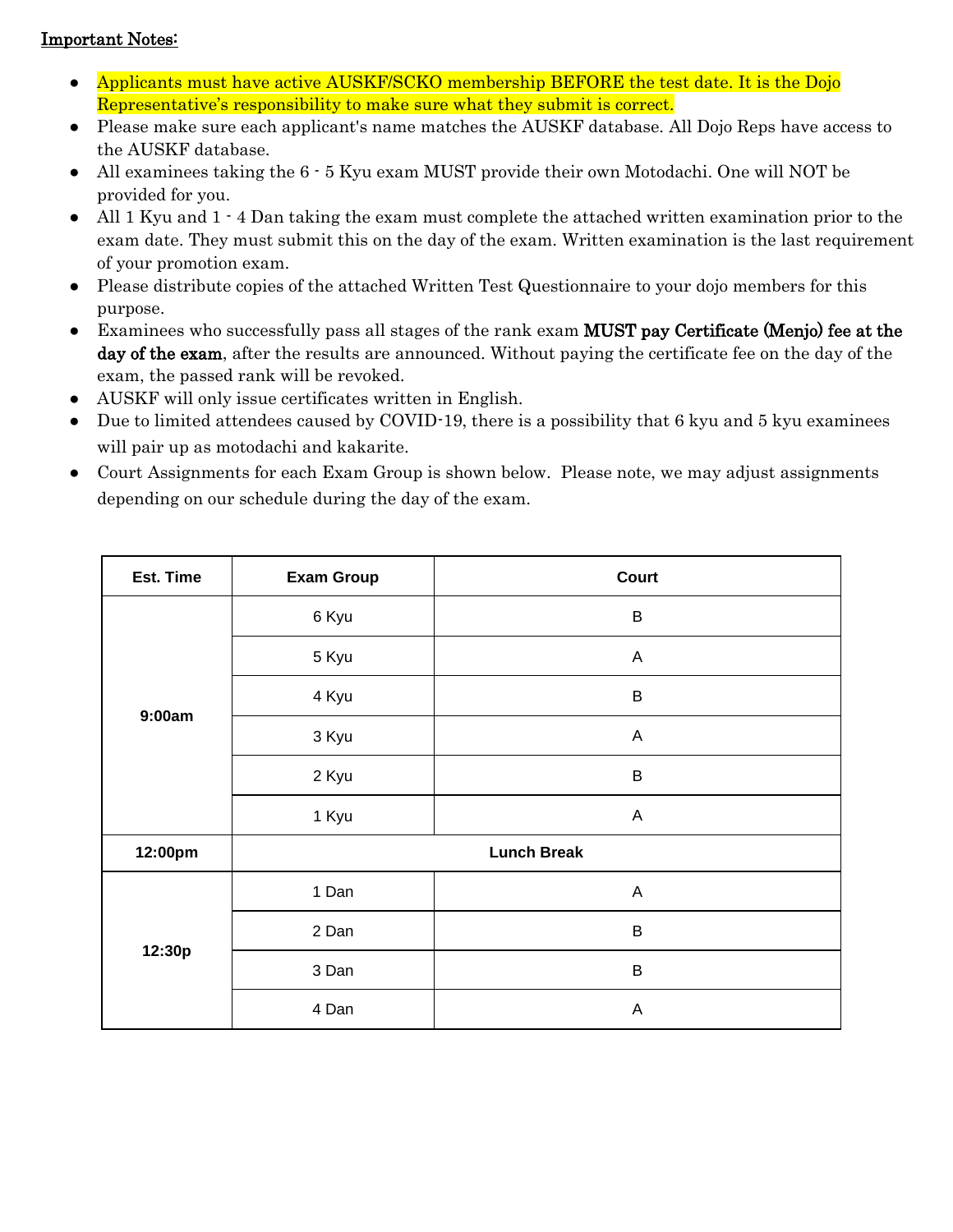Important Notes:

- Applicants must have active AUSKF/SCKO membership BEFORE the test date. It is the Dojo Representative's responsibility to make sure what they submit is correct.
- Please make sure each applicant's name matches the AUSKF database. All Dojo Reps have access to the AUSKF database.
- All examinees taking the 6 - 5 Kyu exam MUST provide their own Motodachi. One will NOT be provided for you.
- All 1 Kyu and 1 - 4 Dan taking the exam must complete the attached written examination prior to the exam date. They must submit this on the day of the exam. Written examination is the last requirement of your promotion exam.
- Please distribute copies of the attached Written Test Questionnaire to your dojo members for this purpose.
- Examinees who successfully pass all stages of the rank exam **MUST pay Certificate (Menjo) fee at the day of the exam**, after the results are announced. Without paying the certificate fee on the day of the exam, the passed rank will be revoked.
- AUSKF will only issue certificates written in English.
- Due to limited attendees caused by COVID-19, there is a possibility that 6 kyu and 5 kyu examinees will pair up as motodachi and kakarite.
- Court Assignments for each Exam Group is shown below. Please note, we may adjust assignments depending on our schedule during the day of the exam.

| Est. Time | Exam Group | Court |
|---|---|---|
| 9:00am | 6 Kyu | B |
| | 5 Kyu | A |
| | 4 Kyu | B |
| | 3 Kyu | A |
| | 2 Kyu | B |
| | 1 Kyu | A |
| 12:00pm | Lunch Break | |
| 12:30p | 1 Dan | A |
| | 2 Dan | B |
| | 3 Dan | B |
| | 4 Dan | A |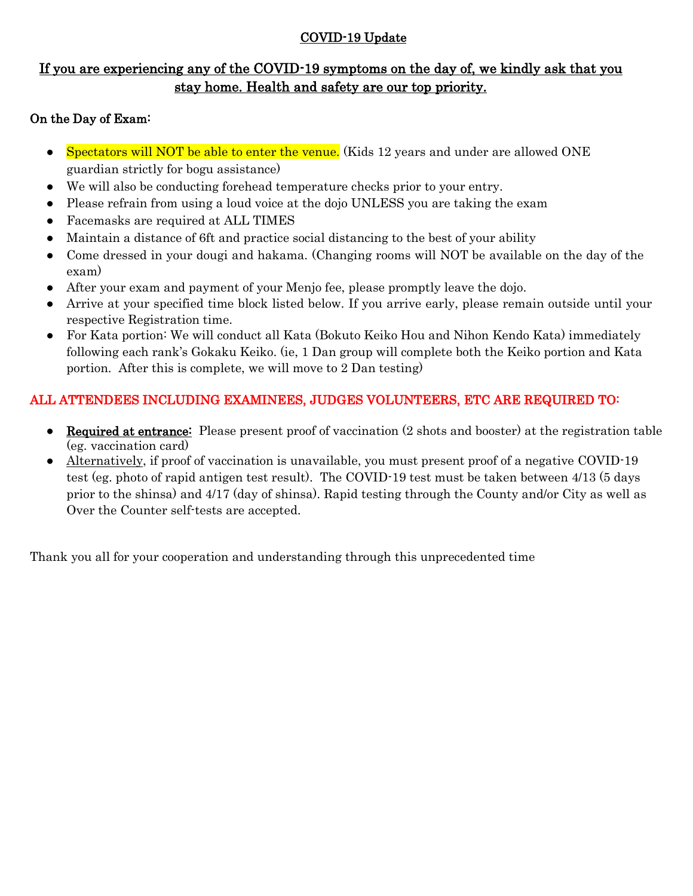## COVID-19 Update

## If you are experiencing any of the COVID-19 symptoms on the day of, we kindly ask that you stay home. Health and safety are our top priority.

On the Day of Exam:

- Spectators will NOT be able to enter the venue. (Kids 12 years and under are allowed ONE guardian strictly for bogu assistance)
- We will also be conducting forehead temperature checks prior to your entry.
- Please refrain from using a loud voice at the dojo UNLESS you are taking the exam
- Facemasks are required at ALL TIMES
- Maintain a distance of 6ft and practice social distancing to the best of your ability
- Come dressed in your dougi and hakama. (Changing rooms will NOT be available on the day of the exam)
- After your exam and payment of your Menjo fee, please promptly leave the dojo.
- Arrive at your specified time block listed below. If you arrive early, please remain outside until your respective Registration time.
- For Kata portion: We will conduct all Kata (Bokuto Keiko Hou and Nihon Kendo Kata) immediately following each rank's Gokaku Keiko. (ie, 1 Dan group will complete both the Keiko portion and Kata portion. After this is complete, we will move to 2 Dan testing)

### ALL ATTENDEES INCLUDING EXAMINEES, JUDGES VOLUNTEERS, ETC ARE REQUIRED TO:

- **Required at entrance:** Please present proof of vaccination (2 shots and booster) at the registration table (eg. vaccination card)
- Alternatively, if proof of vaccination is unavailable, you must present proof of a negative COVID-19 test (eg. photo of rapid antigen test result). The COVID-19 test must be taken between 4/13 (5 days prior to the shinsa) and 4/17 (day of shinsa). Rapid testing through the County and/or City as well as Over the Counter self-tests are accepted.

Thank you all for your cooperation and understanding through this unprecedented time